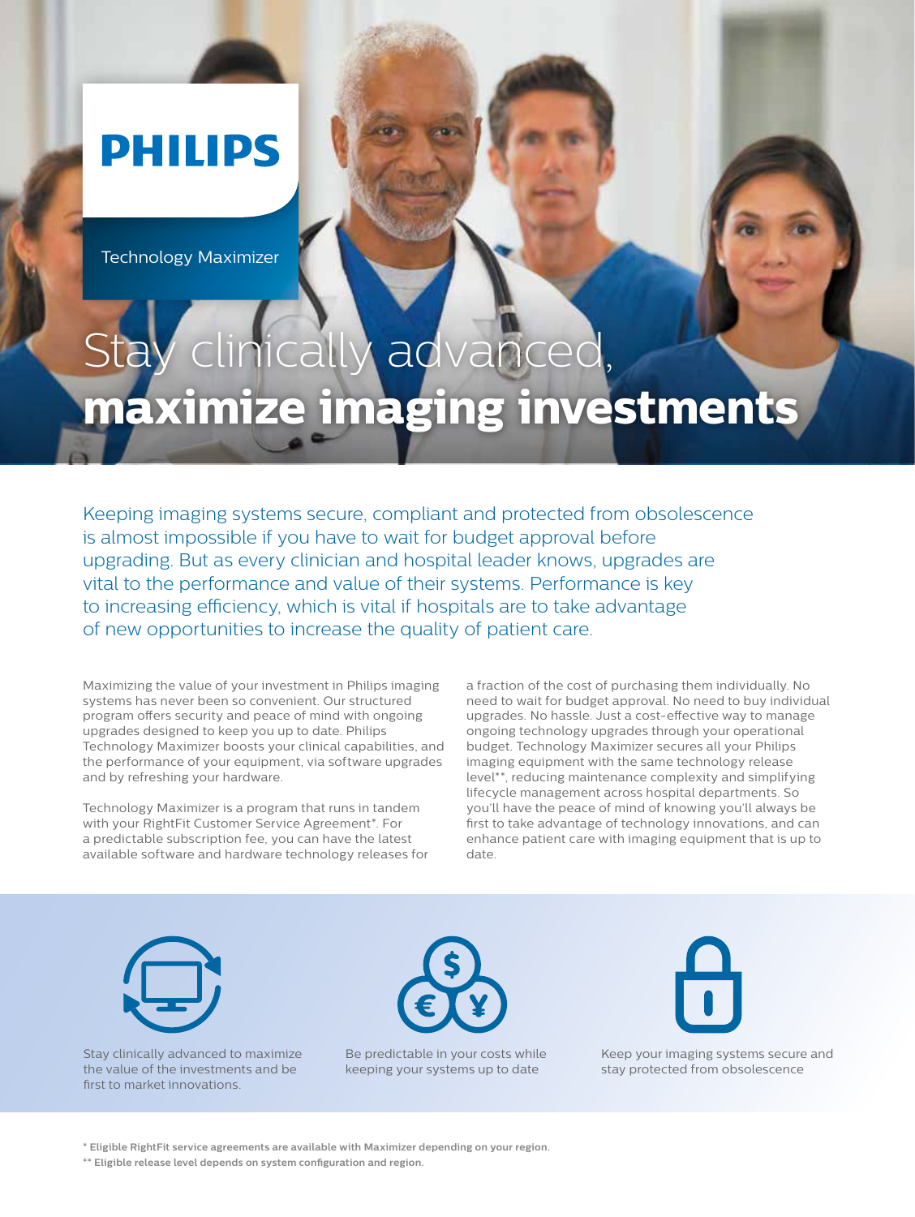PHILIPS

Technology Maximizer

# Stay clinically advanced, **maximize imaging investments**

Keeping imaging systems secure, compliant and protected from obsolescence is almost impossible if you have to wait for budget approval before upgrading. But as every clinician and hospital leader knows, upgrades are vital to the performance and value of their systems. Performance is key to increasing efficiency, which is vital if hospitals are to take advantage of new opportunities to increase the quality of patient care.

Maximizing the value of your investment in Philips imaging systems has never been so convenient. Our structured program offers security and peace of mind with ongoing upgrades designed to keep you up to date. Philips Technology Maximizer boosts your clinical capabilities, and the performance of your equipment, via software upgrades and by refreshing your hardware.

Technology Maximizer is a program that runs in tandem with your RightFit Customer Service Agreement*. For a predictable subscription fee, you can have the latest available software and hardware technology releases for a fraction of the cost of purchasing them individually. No need to wait for budget approval. No need to buy individual upgrades. No hassle. Just a cost-effective way to manage ongoing technology upgrades through your operational budget. Technology Maximizer secures all your Philips imaging equipment with the same technology release level**, reducing maintenance complexity and simplifying lifecycle management across hospital departments. So you'll have the peace of mind of knowing you'll always be first to take advantage of technology innovations, and can enhance patient care with imaging equipment that is up to date.

Stay clinically advanced to maximize the value of the investments and be first to market innovations.

Be predictable in your costs while keeping your systems up to date

Keep your imaging systems secure and stay protected from obsolescence

**\* Eligible RightFit service agreements are available with Maximizer depending on your region.**

**\*\* Eligible release level depends on system configuration and region.**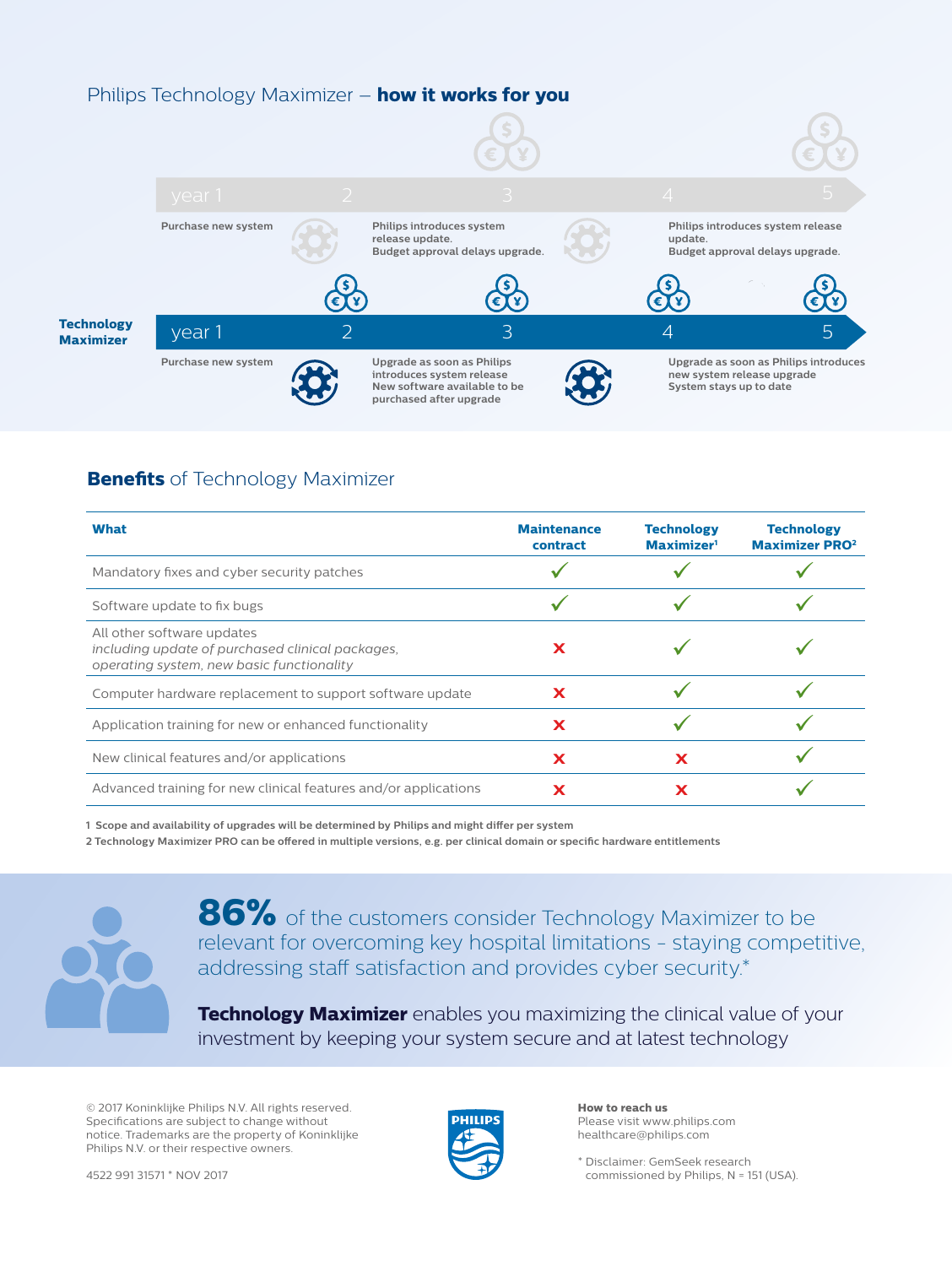## Philips Technology Maximizer – **how it works for you**

year 1 | 2 | 3 | 4 | 5

Purchase new system

Philips introduces system release update.
Budget approval delays upgrade.

Philips introduces system release update.
Budget approval delays upgrade.

**Technology Maximizer**

year 1 | 2 | 3 | 4 | 5

Purchase new system

Upgrade as soon as Philips introduces system release
New software available to be purchased after upgrade

Upgrade as soon as Philips introduces new system release upgrade
System stays up to date

## **Benefits** of Technology Maximizer

| What | Maintenance contract | Technology Maximizer[1] | Technology Maximizer PRO[2] |
|---|---|---|---|
| Mandatory fixes and cyber security patches | ✓ | ✓ | ✓ |
| Software update to fix bugs | ✓ | ✓ | ✓ |
| All other software updates *including update of purchased clinical packages, operating system, new basic functionality* | ✗ | ✓ | ✓ |
| Computer hardware replacement to support software update | ✗ | ✓ | ✓ |
| Application training for new or enhanced functionality | ✗ | ✓ | ✓ |
| New clinical features and/or applications | ✗ | ✗ | ✓ |
| Advanced training for new clinical features and/or applications | ✗ | ✗ | ✓ |

1 Scope and availability of upgrades will be determined by Philips and might differ per system
2 Technology Maximizer PRO can be offered in multiple versions, e.g. per clinical domain or specific hardware entitlements

**86%** of the customers consider Technology Maximizer to be relevant for overcoming key hospital limitations - staying competitive, addressing staff satisfaction and provides cyber security.*

**Technology Maximizer** enables you maximizing the clinical value of your investment by keeping your system secure and at latest technology

© 2017 Koninklijke Philips N.V. All rights reserved.
Specifications are subject to change without notice. Trademarks are the property of Koninklijke Philips N.V. or their respective owners.

4522 991 31571 * NOV 2017

**How to reach us**
Please visit www.philips.com
healthcare@philips.com

* Disclaimer: GemSeek research commissioned by Philips, N = 151 (USA).